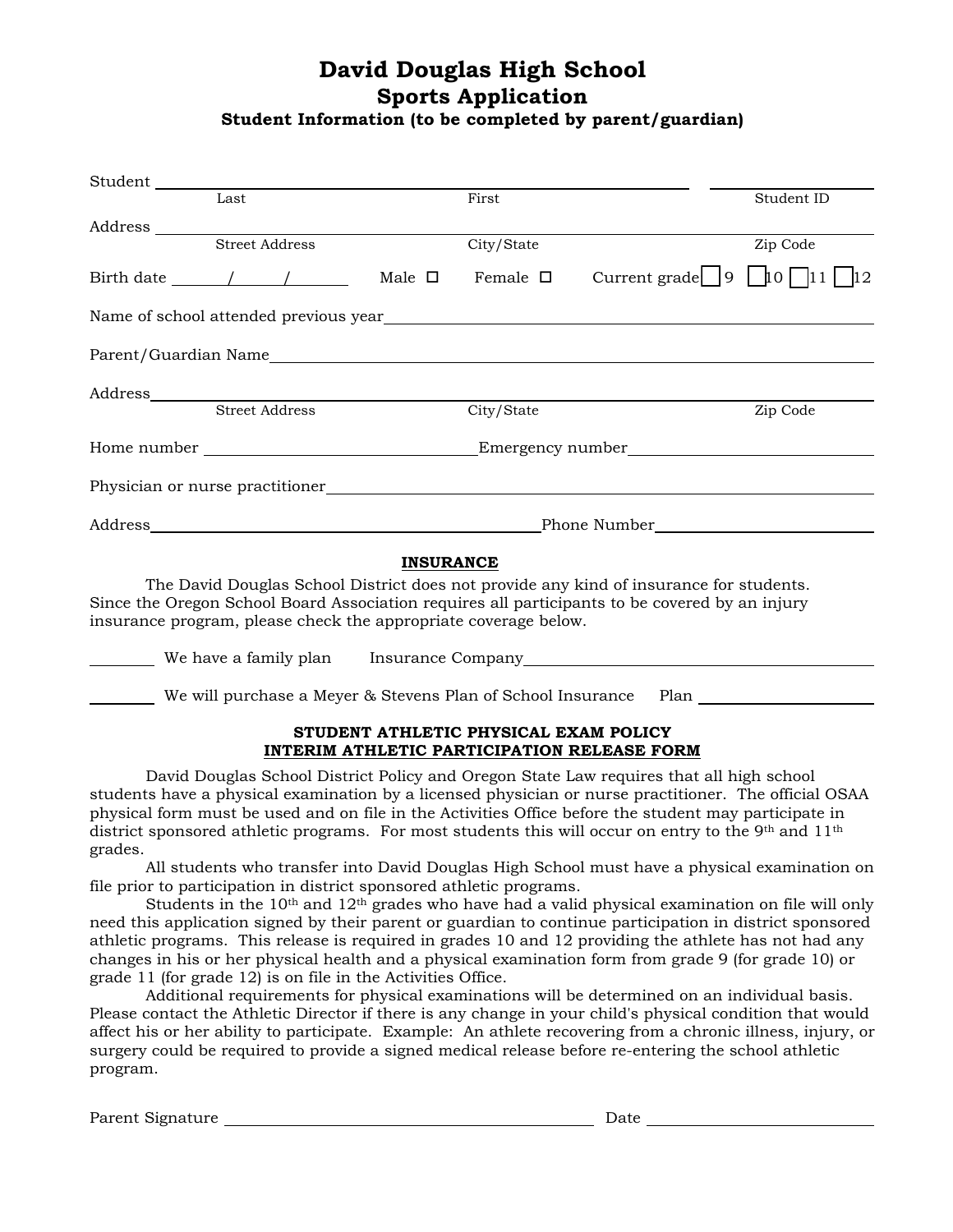# David Douglas High School

## Sports Application

### Student Information (to be completed by parent/guardian)

Student ______________________________________________ ______________

Last First Student ID

Address ____________________________________________________________

Street Address City/State Zip Code

Birth date _____/_____/_____ Male ☐ Female ☐ Current grade ☐ 9 ☐ 10 ☐ 11 ☐ 12

Name of school attended previous year ______________________________________

Parent/Guardian Name ______________________________________________________

Address ____________________________________________________________

Street Address City/State Zip Code

Home number ______________________ Emergency number ______________________

Physician or nurse practitioner ______________________________________________

Address ______________________________ Phone Number ______________________

**INSURANCE**

The David Douglas School District does not provide any kind of insurance for students. Since the Oregon School Board Association requires all participants to be covered by an injury insurance program, please check the appropriate coverage below.

________ We have a family plan Insurance Company ______________________________

________ We will purchase a Meyer & Stevens Plan of School Insurance Plan ______________

**STUDENT ATHLETIC PHYSICAL EXAM POLICY**

**INTERIM ATHLETIC PARTICIPATION RELEASE FORM**

David Douglas School District Policy and Oregon State Law requires that all high school students have a physical examination by a licensed physician or nurse practitioner. The official OSAA physical form must be used and on file in the Activities Office before the student may participate in district sponsored athletic programs. For most students this will occur on entry to the 9th and 11th grades.

All students who transfer into David Douglas High School must have a physical examination on file prior to participation in district sponsored athletic programs.

Students in the 10th and 12th grades who have had a valid physical examination on file will only need this application signed by their parent or guardian to continue participation in district sponsored athletic programs. This release is required in grades 10 and 12 providing the athlete has not had any changes in his or her physical health and a physical examination form from grade 9 (for grade 10) or grade 11 (for grade 12) is on file in the Activities Office.

Additional requirements for physical examinations will be determined on an individual basis. Please contact the Athletic Director if there is any change in your child's physical condition that would affect his or her ability to participate. Example: An athlete recovering from a chronic illness, injury, or surgery could be required to provide a signed medical release before re-entering the school athletic program.

Parent Signature ______________________________ Date ______________________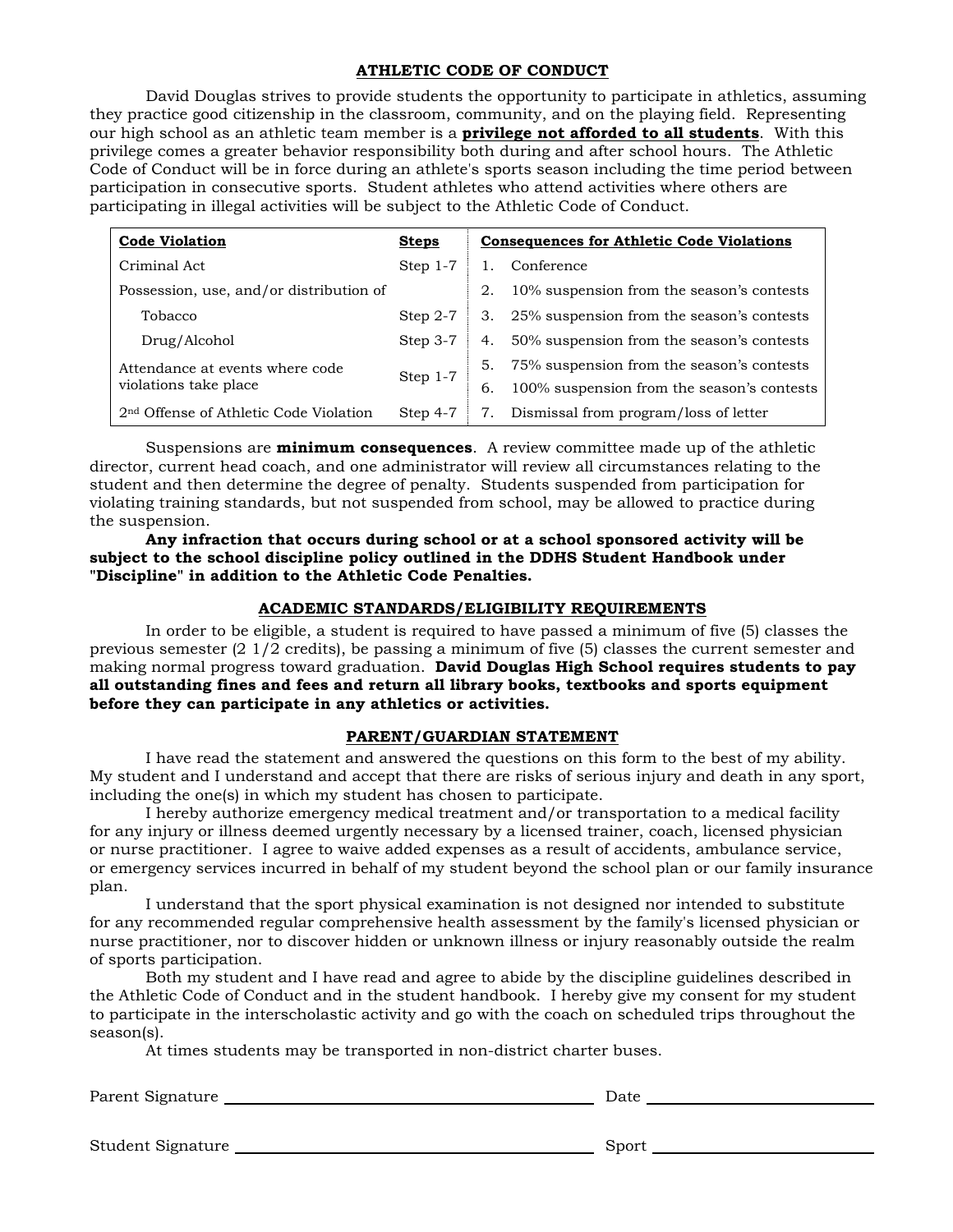## ATHLETIC CODE OF CONDUCT

David Douglas strives to provide students the opportunity to participate in athletics, assuming they practice good citizenship in the classroom, community, and on the playing field. Representing our high school as an athletic team member is a **privilege not afforded to all students**. With this privilege comes a greater behavior responsibility both during and after school hours. The Athletic Code of Conduct will be in force during an athlete's sports season including the time period between participation in consecutive sports. Student athletes who attend activities where others are participating in illegal activities will be subject to the Athletic Code of Conduct.

| Code Violation | Steps | Consequences for Athletic Code Violations |
|---|---|---|
| Criminal Act | Step 1-7 | 1. Conference |
| Possession, use, and/or distribution of | | 2. 10% suspension from the season's contests |
| Tobacco | Step 2-7 | 3. 25% suspension from the season's contests |
| Drug/Alcohol | Step 3-7 | 4. 50% suspension from the season's contests |
| Attendance at events where code violations take place | Step 1-7 | 5. 75% suspension from the season's contests |
| | | 6. 100% suspension from the season's contests |
| 2nd Offense of Athletic Code Violation | Step 4-7 | 7. Dismissal from program/loss of letter |

Suspensions are **minimum consequences**. A review committee made up of the athletic director, current head coach, and one administrator will review all circumstances relating to the student and then determine the degree of penalty. Students suspended from participation for violating training standards, but not suspended from school, may be allowed to practice during the suspension.

**Any infraction that occurs during school or at a school sponsored activity will be subject to the school discipline policy outlined in the DDHS Student Handbook under "Discipline" in addition to the Athletic Code Penalties.**

## ACADEMIC STANDARDS/ELIGIBILITY REQUIREMENTS

In order to be eligible, a student is required to have passed a minimum of five (5) classes the previous semester (2 1/2 credits), be passing a minimum of five (5) classes the current semester and making normal progress toward graduation. **David Douglas High School requires students to pay all outstanding fines and fees and return all library books, textbooks and sports equipment before they can participate in any athletics or activities.**

## PARENT/GUARDIAN STATEMENT

I have read the statement and answered the questions on this form to the best of my ability. My student and I understand and accept that there are risks of serious injury and death in any sport, including the one(s) in which my student has chosen to participate.

I hereby authorize emergency medical treatment and/or transportation to a medical facility for any injury or illness deemed urgently necessary by a licensed trainer, coach, licensed physician or nurse practitioner. I agree to waive added expenses as a result of accidents, ambulance service, or emergency services incurred in behalf of my student beyond the school plan or our family insurance plan.

I understand that the sport physical examination is not designed nor intended to substitute for any recommended regular comprehensive health assessment by the family's licensed physician or nurse practitioner, nor to discover hidden or unknown illness or injury reasonably outside the realm of sports participation.

Both my student and I have read and agree to abide by the discipline guidelines described in the Athletic Code of Conduct and in the student handbook. I hereby give my consent for my student to participate in the interscholastic activity and go with the coach on scheduled trips throughout the season(s).

At times students may be transported in non-district charter buses.

Parent Signature ______________________________ Date ____________________

Student Signature ______________________________ Sport ____________________